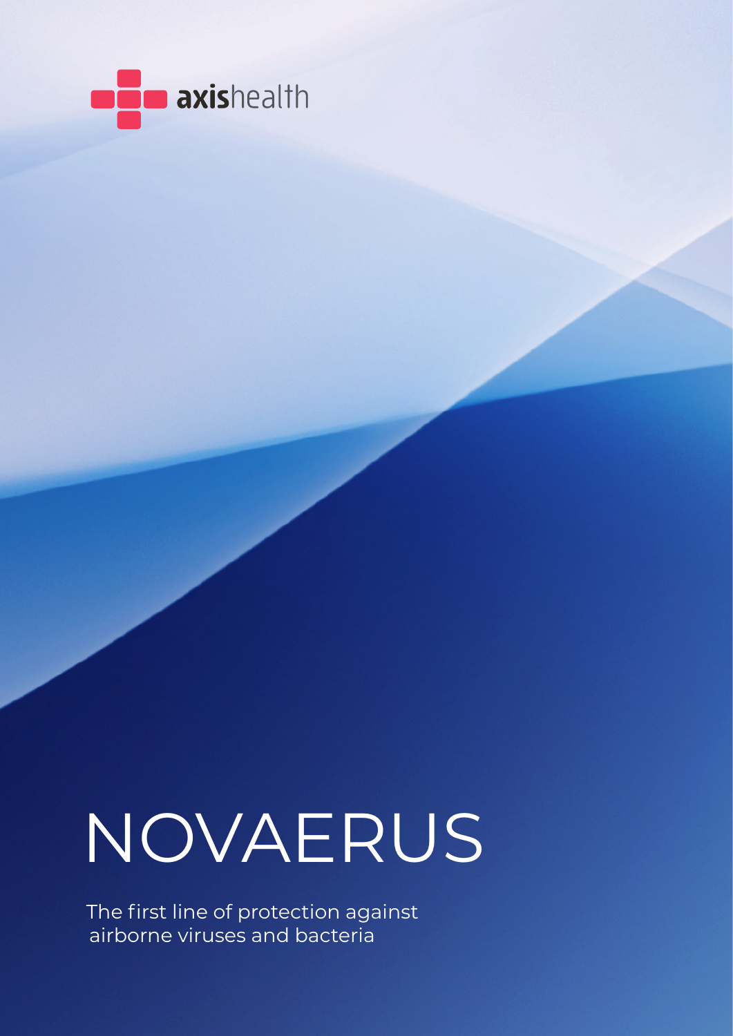axishealth

# NOVAERUS

The first line of protection against airborne viruses and bacteria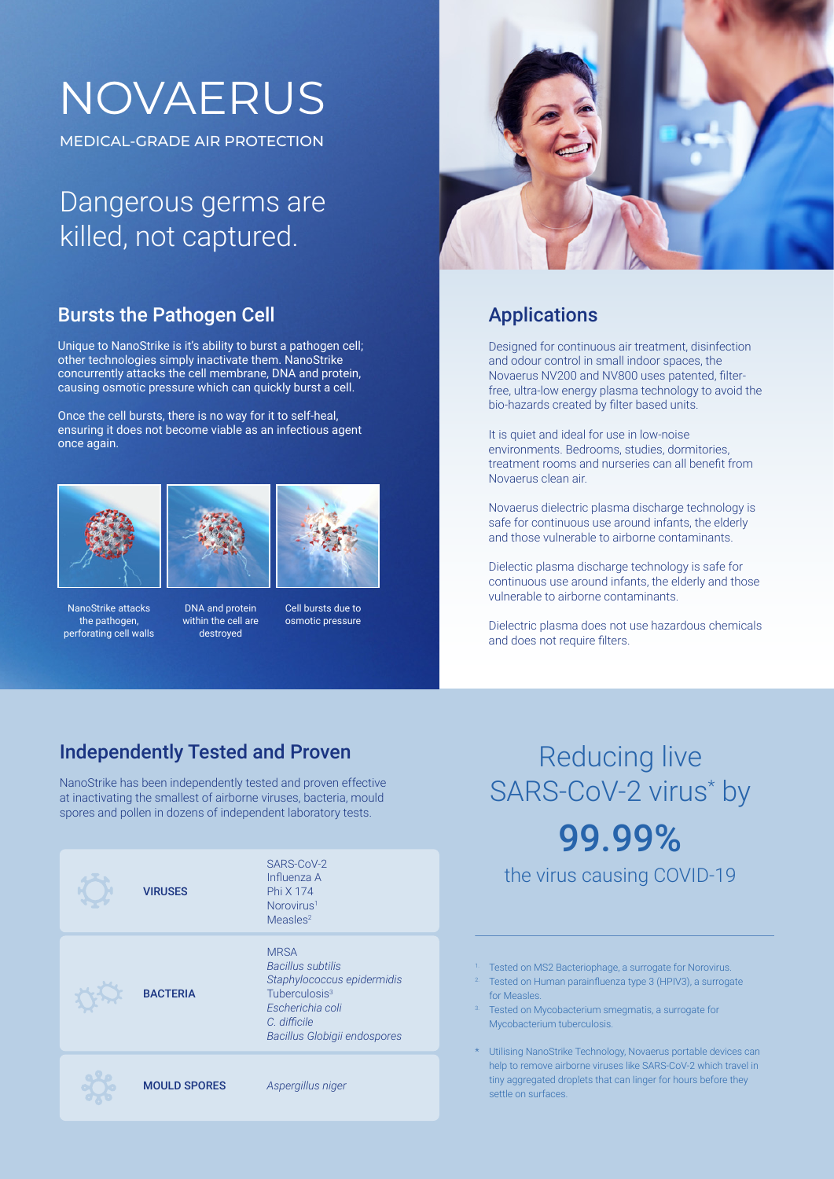# NOVAERUS

MEDICAL-GRADE AIR PROTECTION

## Dangerous germs are killed, not captured.

### Bursts the Pathogen Cell

Unique to NanoStrike is it's ability to burst a pathogen cell; other technologies simply inactivate them. NanoStrike concurrently attacks the cell membrane, DNA and protein, causing osmotic pressure which can quickly burst a cell.

Once the cell bursts, there is no way for it to self-heal, ensuring it does not become viable as an infectious agent once again.

NanoStrike attacks the pathogen, perforating cell walls

DNA and protein within the cell are destroyed

Cell bursts due to osmotic pressure

### Applications

Designed for continuous air treatment, disinfection and odour control in small indoor spaces, the Novaerus NV200 and NV800 uses patented, filter-free, ultra-low energy plasma technology to avoid the bio-hazards created by filter based units.

It is quiet and ideal for use in low-noise environments. Bedrooms, studies, dormitories, treatment rooms and nurseries can all benefit from Novaerus clean air.

Novaerus dielectric plasma discharge technology is safe for continuous use around infants, the elderly and those vulnerable to airborne contaminants.

Dielectic plasma discharge technology is safe for continuous use around infants, the elderly and those vulnerable to airborne contaminants.

Dielectric plasma does not use hazardous chemicals and does not require filters.

### Independently Tested and Proven

NanoStrike has been independently tested and proven effective at inactivating the smallest of airborne viruses, bacteria, mould spores and pollen in dozens of independent laboratory tests.

| | |
|---|---|
| **VIRUSES** | SARS-CoV-2<br>Influenza A<br>Phi X 174<br>Norovirus[1]<br>Measles[2] |
| **BACTERIA** | MRSA<br>*Bacillus subtilis*<br>*Staphylococcus epidermidis*<br>Tuberculosis[3]<br>*Escherichia coli*<br>*C. difficile*<br>*Bacillus Globigii endospores* |
| **MOULD SPORES** | *Aspergillus niger* |

Reducing live SARS-CoV-2 virus* by

**99.99%**

the virus causing COVID-19

[1] Tested on MS2 Bacteriophage, a surrogate for Norovirus.
[2] Tested on Human parainfluenza type 3 (HPIV3), a surrogate for Measles.
[3] Tested on Mycobacterium smegmatis, a surrogate for Mycobacterium tuberculosis.

\* Utilising NanoStrike Technology, Novaerus portable devices can help to remove airborne viruses like SARS-CoV-2 which travel in tiny aggregated droplets that can linger for hours before they settle on surfaces.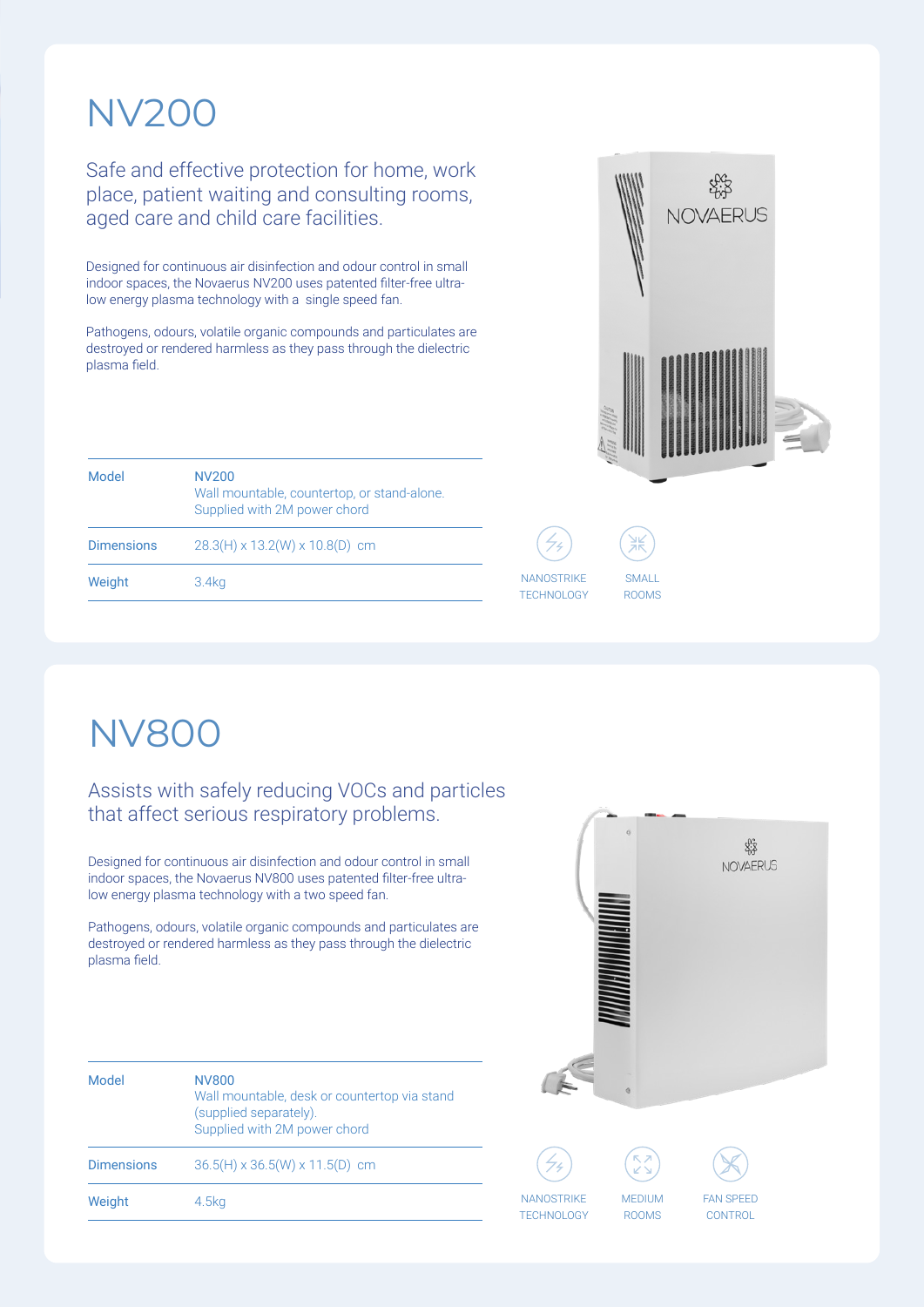# NV200

## Safe and effective protection for home, work place, patient waiting and consulting rooms, aged care and child care facilities.

Designed for continuous air disinfection and odour control in small indoor spaces, the Novaerus NV200 uses patented filter-free ultra-low energy plasma technology with a  single speed fan.

Pathogens, odours, volatile organic compounds and particulates are destroyed or rendered harmless as they pass through the dielectric plasma field.

| Model | NV200<br>Wall mountable, countertop, or stand-alone.<br>Supplied with 2M power chord |
|---|---|
| Dimensions | 28.3(H) x 13.2(W) x 10.8(D)  cm |
| Weight | 3.4kg |

NANOSTRIKE TECHNOLOGY

SMALL ROOMS

# NV800

## Assists with safely reducing VOCs and particles that affect serious respiratory problems.

Designed for continuous air disinfection and odour control in small indoor spaces, the Novaerus NV800 uses patented filter-free ultra-low energy plasma technology with a two speed fan.

Pathogens, odours, volatile organic compounds and particulates are destroyed or rendered harmless as they pass through the dielectric plasma field.

| Model | NV800<br>Wall mountable, desk or countertop via stand (supplied separately).<br>Supplied with 2M power chord |
|---|---|
| Dimensions | 36.5(H) x 36.5(W) x 11.5(D)  cm |
| Weight | 4.5kg |

NANOSTRIKE TECHNOLOGY

MEDIUM ROOMS

FAN SPEED CONTROL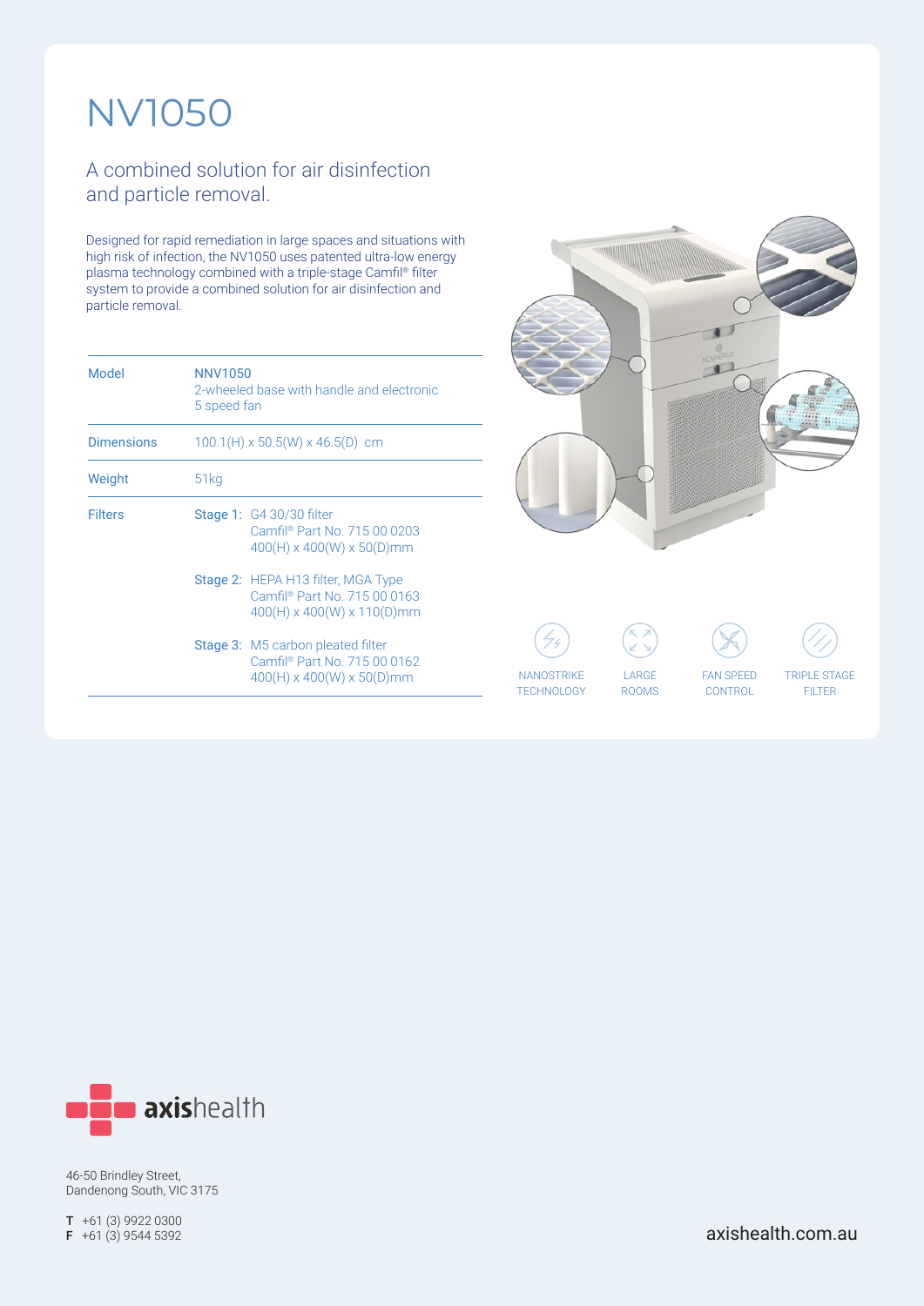# NV1050

## A combined solution for air disinfection and particle removal.

Designed for rapid remediation in large spaces and situations with high risk of infection, the NV1050 uses patented ultra-low energy plasma technology combined with a triple-stage Camfil® filter system to provide a combined solution for air disinfection and particle removal.

| | |
|---|---|
| Model | NNV1050<br>2-wheeled base with handle and electronic 5 speed fan |
| Dimensions | 100.1(H) x 50.5(W) x 46.5(D) cm |
| Weight | 51kg |
| Filters | Stage 1: G4 30/30 filter<br>Camfil® Part No. 715 00 0203<br>400(H) x 400(W) x 50(D)mm<br><br>Stage 2: HEPA H13 filter, MGA Type<br>Camfil® Part No. 715 00 0163<br>400(H) x 400(W) x 110(D)mm<br><br>Stage 3: M5 carbon pleated filter<br>Camfil® Part No. 715 00 0162<br>400(H) x 400(W) x 50(D)mm |

NANOSTRIKE TECHNOLOGY

LARGE ROOMS

FAN SPEED CONTROL

TRIPLE STAGE FILTER

**axis**health

46-50 Brindley Street,
Dandenong South, VIC 3175

**T** +61 (3) 9922 0300
**F** +61 (3) 9544 5392

axishealth.com.au